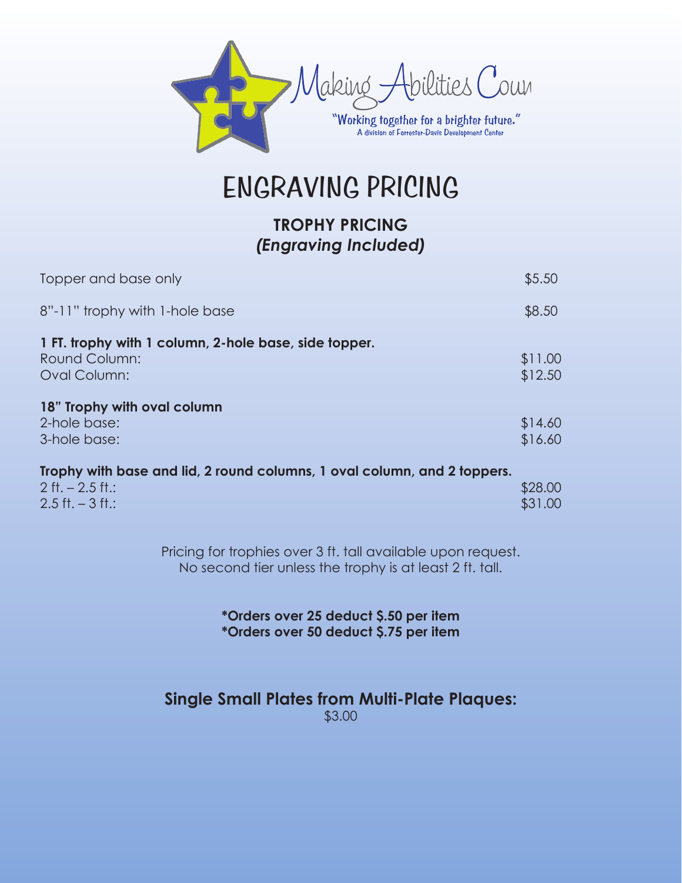Making Abilities Coun

"Working together for a brighter future."
A division of Forrester-Davis Development Center

# ENGRAVING PRICING

## TROPHY PRICING
### *(Engraving Included)*

| | |
|---|---|
| Topper and base only | $5.50 |
| 8"-11" trophy with 1-hole base | $8.50 |
| **1 FT. trophy with 1 column, 2-hole base, side topper.** | |
| Round Column: | $11.00 |
| Oval Column: | $12.50 |
| **18" Trophy with oval column** | |
| 2-hole base: | $14.60 |
| 3-hole base: | $16.60 |
| **Trophy with base and lid, 2 round columns, 1 oval column, and 2 toppers.** | |
| 2 ft. – 2.5 ft.: | $28.00 |
| 2.5 ft. – 3 ft.: | $31.00 |

Pricing for trophies over 3 ft. tall available upon request.
No second tier unless the trophy is at least 2 ft. tall.

**\*Orders over 25 deduct $.50 per item**
**\*Orders over 50 deduct $.75 per item**

## Single Small Plates from Multi-Plate Plaques:

$3.00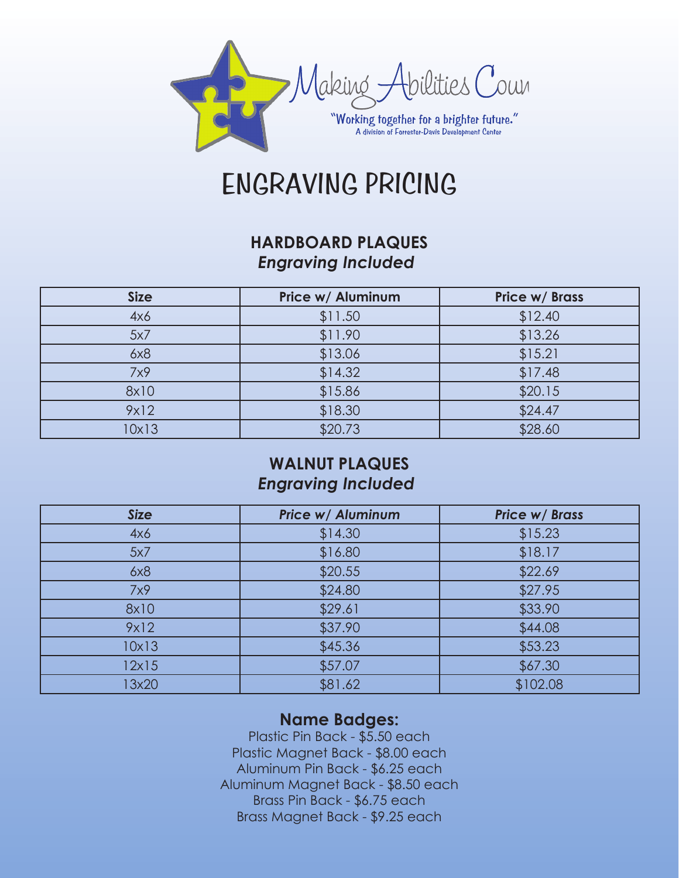Making Abilities Coun

"Working together for a brighter future."
A division of Forrester-Davis Development Center

# ENGRAVING PRICING

## HARDBOARD PLAQUES
***Engraving Included***

| Size | Price w/ Aluminum | Price w/ Brass |
|---|---|---|
| 4x6 | $11.50 | $12.40 |
| 5x7 | $11.90 | $13.26 |
| 6x8 | $13.06 | $15.21 |
| 7x9 | $14.32 | $17.48 |
| 8x10 | $15.86 | $20.15 |
| 9x12 | $18.30 | $24.47 |
| 10x13 | $20.73 | $28.60 |

## WALNUT PLAQUES
***Engraving Included***

| *Size* | *Price w/ Aluminum* | *Price w/ Brass* |
|---|---|---|
| 4x6 | $14.30 | $15.23 |
| 5x7 | $16.80 | $18.17 |
| 6x8 | $20.55 | $22.69 |
| 7x9 | $24.80 | $27.95 |
| 8x10 | $29.61 | $33.90 |
| 9x12 | $37.90 | $44.08 |
| 10x13 | $45.36 | $53.23 |
| 12x15 | $57.07 | $67.30 |
| 13x20 | $81.62 | $102.08 |

## Name Badges:

Plastic Pin Back - $5.50 each
Plastic Magnet Back - $8.00 each
Aluminum Pin Back - $6.25 each
Aluminum Magnet Back - $8.50 each
Brass Pin Back - $6.75 each
Brass Magnet Back - $9.25 each